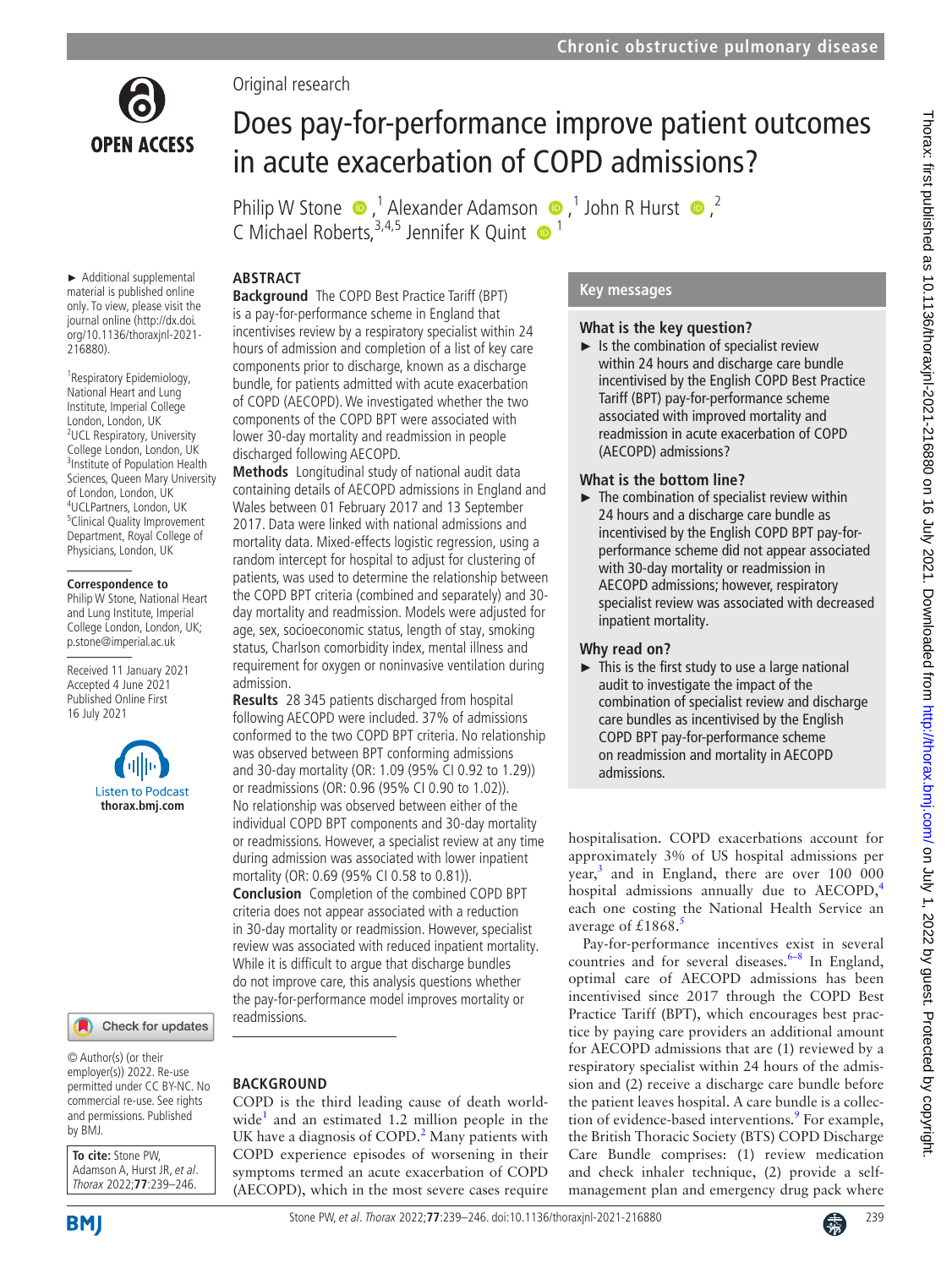Original research

# Does pay-for-performance improve patient outcomes in acute exacerbation of COPD admissions?

Philip W Stone,[1] Alexander Adamson,[1] John R Hurst,[2] C Michael Roberts,[3,4,5] Jennifer K Quint[1]

► Additional supplemental material is published online only. To view, please visit the journal online (http://dx.doi.org/10.1136/thoraxjnl-2021-216880).

[1]Respiratory Epidemiology, National Heart and Lung Institute, Imperial College London, London, UK
[2]UCL Respiratory, University College London, London, UK
[3]Institute of Population Health Sciences, Queen Mary University of London, London, UK
[4]UCLPartners, London, UK
[5]Clinical Quality Improvement Department, Royal College of Physicians, London, UK

**Correspondence to**
Philip W Stone, National Heart and Lung Institute, Imperial College London, London, UK; p.stone@imperial.ac.uk

Received 11 January 2021
Accepted 4 June 2021
Published Online First 16 July 2021

© Author(s) (or their employer(s)) 2022. Re-use permitted under CC BY-NC. No commercial re-use. See rights and permissions. Published by BMJ.

**To cite:** Stone PW, Adamson A, Hurst JR, *et al*. *Thorax* 2022;**77**:239–246.

## ABSTRACT

**Background** The COPD Best Practice Tariff (BPT) is a pay-for-performance scheme in England that incentivises review by a respiratory specialist within 24 hours of admission and completion of a list of key care components prior to discharge, known as a discharge bundle, for patients admitted with acute exacerbation of COPD (AECOPD). We investigated whether the two components of the COPD BPT were associated with lower 30-day mortality and readmission in people discharged following AECOPD.

**Methods** Longitudinal study of national audit data containing details of AECOPD admissions in England and Wales between 01 February 2017 and 13 September 2017. Data were linked with national admissions and mortality data. Mixed-effects logistic regression, using a random intercept for hospital to adjust for clustering of patients, was used to determine the relationship between the COPD BPT criteria (combined and separately) and 30-day mortality and readmission. Models were adjusted for age, sex, socioeconomic status, length of stay, smoking status, Charlson comorbidity index, mental illness and requirement for oxygen or noninvasive ventilation during admission.

**Results** 28 345 patients discharged from hospital following AECOPD were included. 37% of admissions conformed to the two COPD BPT criteria. No relationship was observed between BPT conforming admissions and 30-day mortality (OR: 1.09 (95% CI 0.92 to 1.29)) or readmissions (OR: 0.96 (95% CI 0.90 to 1.02)). No relationship was observed between either of the individual COPD BPT components and 30-day mortality or readmissions. However, a specialist review at any time during admission was associated with lower inpatient mortality (OR: 0.69 (95% CI 0.58 to 0.81)).

**Conclusion** Completion of the combined COPD BPT criteria does not appear associated with a reduction in 30-day mortality or readmission. However, specialist review was associated with reduced inpatient mortality. While it is difficult to argue that discharge bundles do not improve care, this analysis questions whether the pay-for-performance model improves mortality or readmissions.

## Key messages

### What is the key question?

- Is the combination of specialist review within 24 hours and discharge care bundle incentivised by the English COPD Best Practice Tariff (BPT) pay-for-performance scheme associated with improved mortality and readmission in acute exacerbation of COPD (AECOPD) admissions?

### What is the bottom line?

- The combination of specialist review within 24 hours and a discharge care bundle as incentivised by the English COPD BPT pay-for-performance scheme did not appear associated with 30-day mortality or readmission in AECOPD admissions; however, respiratory specialist review was associated with decreased inpatient mortality.

### Why read on?

- This is the first study to use a large national audit to investigate the impact of the combination of specialist review and discharge care bundles as incentivised by the English COPD BPT pay-for-performance scheme on readmission and mortality in AECOPD admissions.

## BACKGROUND

COPD is the third leading cause of death worldwide[1] and an estimated 1.2 million people in the UK have a diagnosis of COPD.[2] Many patients with COPD experience episodes of worsening in their symptoms termed an acute exacerbation of COPD (AECOPD), which in the most severe cases require hospitalisation. COPD exacerbations account for approximately 3% of US hospital admissions per year,[3] and in England, there are over 100 000 hospital admissions annually due to AECOPD,[4] each one costing the National Health Service an average of £1868.[5]

Pay-for-performance incentives exist in several countries and for several diseases.[6–8] In England, optimal care of AECOPD admissions has been incentivised since 2017 through the COPD Best Practice Tariff (BPT), which encourages best practice by paying care providers an additional amount for AECOPD admissions that are (1) reviewed by a respiratory specialist within 24 hours of the admission and (2) receive a discharge care bundle before the patient leaves hospital. A care bundle is a collection of evidence-based interventions.[9] For example, the British Thoracic Society (BTS) COPD Discharge Care Bundle comprises: (1) review medication and check inhaler technique, (2) provide a self-management plan and emergency drug pack where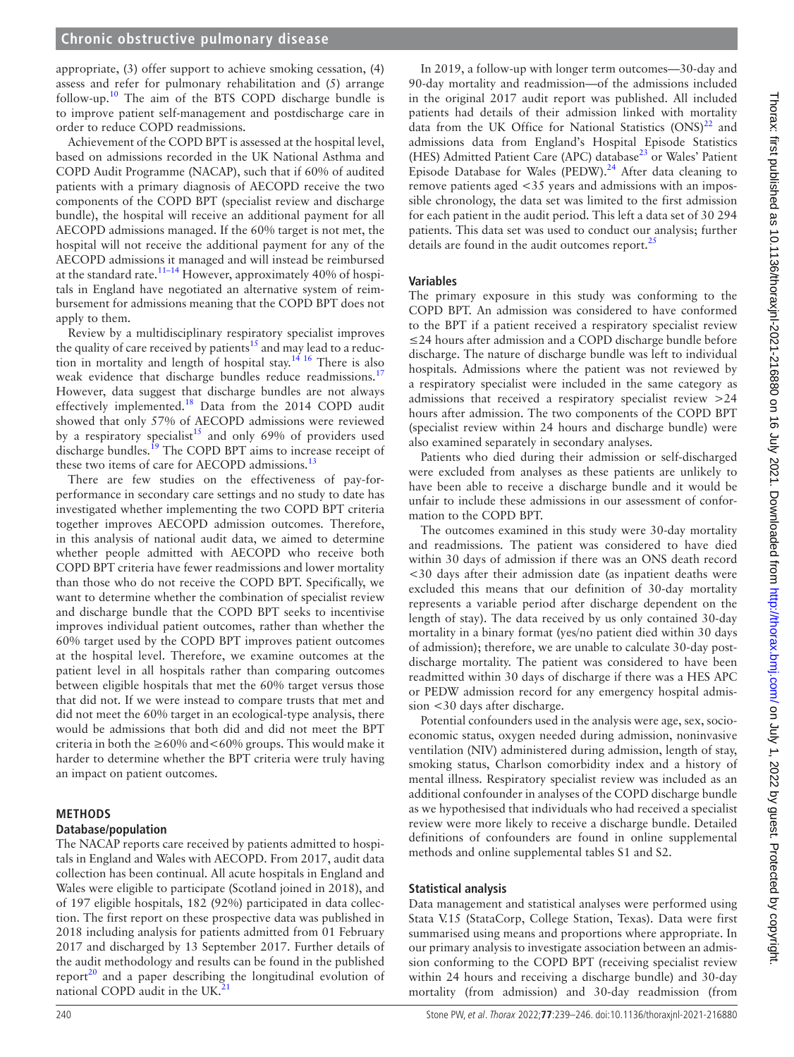appropriate, (3) offer support to achieve smoking cessation, (4) assess and refer for pulmonary rehabilitation and (5) arrange follow-up.[10] The aim of the BTS COPD discharge bundle is to improve patient self-management and postdischarge care in order to reduce COPD readmissions.

Achievement of the COPD BPT is assessed at the hospital level, based on admissions recorded in the UK National Asthma and COPD Audit Programme (NACAP), such that if 60% of audited patients with a primary diagnosis of AECOPD receive the two components of the COPD BPT (specialist review and discharge bundle), the hospital will receive an additional payment for all AECOPD admissions managed. If the 60% target is not met, the hospital will not receive the additional payment for any of the AECOPD admissions it managed and will instead be reimbursed at the standard rate.[11–14] However, approximately 40% of hospitals in England have negotiated an alternative system of reimbursement for admissions meaning that the COPD BPT does not apply to them.

Review by a multidisciplinary respiratory specialist improves the quality of care received by patients[15] and may lead to a reduction in mortality and length of hospital stay.[14 16] There is also weak evidence that discharge bundles reduce readmissions.[17] However, data suggest that discharge bundles are not always effectively implemented.[18] Data from the 2014 COPD audit showed that only 57% of AECOPD admissions were reviewed by a respiratory specialist[15] and only 69% of providers used discharge bundles.[19] The COPD BPT aims to increase receipt of these two items of care for AECOPD admissions.[13]

There are few studies on the effectiveness of pay-for-performance in secondary care settings and no study to date has investigated whether implementing the two COPD BPT criteria together improves AECOPD admission outcomes. Therefore, in this analysis of national audit data, we aimed to determine whether people admitted with AECOPD who receive both COPD BPT criteria have fewer readmissions and lower mortality than those who do not receive the COPD BPT. Specifically, we want to determine whether the combination of specialist review and discharge bundle that the COPD BPT seeks to incentivise improves individual patient outcomes, rather than whether the 60% target used by the COPD BPT improves patient outcomes at the hospital level. Therefore, we examine outcomes at the patient level in all hospitals rather than comparing outcomes between eligible hospitals that met the 60% target versus those that did not. If we were instead to compare trusts that met and did not meet the 60% target in an ecological-type analysis, there would be admissions that both did and did not meet the BPT criteria in both the ≥60% and<60% groups. This would make it harder to determine whether the BPT criteria were truly having an impact on patient outcomes.

## METHODS

### Database/population

The NACAP reports care received by patients admitted to hospitals in England and Wales with AECOPD. From 2017, audit data collection has been continual. All acute hospitals in England and Wales were eligible to participate (Scotland joined in 2018), and of 197 eligible hospitals, 182 (92%) participated in data collection. The first report on these prospective data was published in 2018 including analysis for patients admitted from 01 February 2017 and discharged by 13 September 2017. Further details of the audit methodology and results can be found in the published report[20] and a paper describing the longitudinal evolution of national COPD audit in the UK.[21]

In 2019, a follow-up with longer term outcomes—30-day and 90-day mortality and readmission—of the admissions included in the original 2017 audit report was published. All included patients had details of their admission linked with mortality data from the UK Office for National Statistics (ONS)[22] and admissions data from England's Hospital Episode Statistics (HES) Admitted Patient Care (APC) database[23] or Wales' Patient Episode Database for Wales (PEDW).[24] After data cleaning to remove patients aged <35 years and admissions with an impossible chronology, the data set was limited to the first admission for each patient in the audit period. This left a data set of 30 294 patients. This data set was used to conduct our analysis; further details are found in the audit outcomes report.[25]

### Variables

The primary exposure in this study was conforming to the COPD BPT. An admission was considered to have conformed to the BPT if a patient received a respiratory specialist review ≤24 hours after admission and a COPD discharge bundle before discharge. The nature of discharge bundle was left to individual hospitals. Admissions where the patient was not reviewed by a respiratory specialist were included in the same category as admissions that received a respiratory specialist review >24 hours after admission. The two components of the COPD BPT (specialist review within 24 hours and discharge bundle) were also examined separately in secondary analyses.

Patients who died during their admission or self-discharged were excluded from analyses as these patients are unlikely to have been able to receive a discharge bundle and it would be unfair to include these admissions in our assessment of conformation to the COPD BPT.

The outcomes examined in this study were 30-day mortality and readmissions. The patient was considered to have died within 30 days of admission if there was an ONS death record <30 days after their admission date (as inpatient deaths were excluded this means that our definition of 30-day mortality represents a variable period after discharge dependent on the length of stay). The data received by us only contained 30-day mortality in a binary format (yes/no patient died within 30 days of admission); therefore, we are unable to calculate 30-day post-discharge mortality. The patient was considered to have been readmitted within 30 days of discharge if there was a HES APC or PEDW admission record for any emergency hospital admission <30 days after discharge.

Potential confounders used in the analysis were age, sex, socioeconomic status, oxygen needed during admission, noninvasive ventilation (NIV) administered during admission, length of stay, smoking status, Charlson comorbidity index and a history of mental illness. Respiratory specialist review was included as an additional confounder in analyses of the COPD discharge bundle as we hypothesised that individuals who had received a specialist review were more likely to receive a discharge bundle. Detailed definitions of confounders are found in online supplemental methods and online supplemental tables S1 and S2.

### Statistical analysis

Data management and statistical analyses were performed using Stata V.15 (StataCorp, College Station, Texas). Data were first summarised using means and proportions where appropriate. In our primary analysis to investigate association between an admission conforming to the COPD BPT (receiving specialist review within 24 hours and receiving a discharge bundle) and 30-day mortality (from admission) and 30-day readmission (from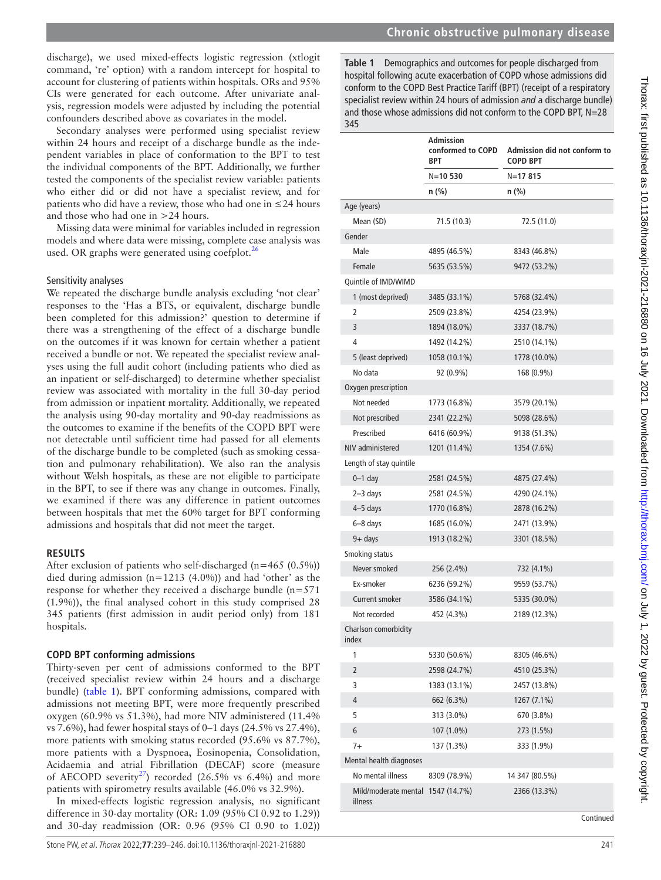discharge), we used mixed-effects logistic regression (xtlogit command, 're' option) with a random intercept for hospital to account for clustering of patients within hospitals. ORs and 95% CIs were generated for each outcome. After univariate analysis, regression models were adjusted by including the potential confounders described above as covariates in the model.

Secondary analyses were performed using specialist review within 24 hours and receipt of a discharge bundle as the independent variables in place of conformation to the BPT to test the individual components of the BPT. Additionally, we further tested the components of the specialist review variable: patients who either did or did not have a specialist review, and for patients who did have a review, those who had one in ≤24 hours and those who had one in >24 hours.

Missing data were minimal for variables included in regression models and where data were missing, complete case analysis was used. OR graphs were generated using coefplot.[26]

### Sensitivity analyses

We repeated the discharge bundle analysis excluding 'not clear' responses to the 'Has a BTS, or equivalent, discharge bundle been completed for this admission?' question to determine if there was a strengthening of the effect of a discharge bundle on the outcomes if it was known for certain whether a patient received a bundle or not. We repeated the specialist review analyses using the full audit cohort (including patients who died as an inpatient or self-discharged) to determine whether specialist review was associated with mortality in the full 30-day period from admission or inpatient mortality. Additionally, we repeated the analysis using 90-day mortality and 90-day readmissions as the outcomes to examine if the benefits of the COPD BPT were not detectable until sufficient time had passed for all elements of the discharge bundle to be completed (such as smoking cessation and pulmonary rehabilitation). We also ran the analysis without Welsh hospitals, as these are not eligible to participate in the BPT, to see if there was any change in outcomes. Finally, we examined if there was any difference in patient outcomes between hospitals that met the 60% target for BPT conforming admissions and hospitals that did not meet the target.

## RESULTS

After exclusion of patients who self-discharged (n=465 (0.5%)) died during admission (n=1213 (4.0%)) and had 'other' as the response for whether they received a discharge bundle (n=571 (1.9%)), the final analysed cohort in this study comprised 28 345 patients (first admission in audit period only) from 181 hospitals.

### COPD BPT conforming admissions

Thirty-seven per cent of admissions conformed to the BPT (received specialist review within 24 hours and a discharge bundle) (table 1). BPT conforming admissions, compared with admissions not meeting BPT, were more frequently prescribed oxygen (60.9% vs 51.3%), had more NIV administered (11.4% vs 7.6%), had fewer hospital stays of 0–1 days (24.5% vs 27.4%), more patients with smoking status recorded (95.6% vs 87.7%), more patients with a Dyspnoea, Eosinopenia, Consolidation, Acidaemia and atrial Fibrillation (DECAF) score (measure of AECOPD severity[27]) recorded (26.5% vs 6.4%) and more patients with spirometry results available (46.0% vs 32.9%).

In mixed-effects logistic regression analysis, no significant difference in 30-day mortality (OR: 1.09 (95% CI 0.92 to 1.29)) and 30-day readmission (OR: 0.96 (95% CI 0.90 to 1.02))

**Table 1** Demographics and outcomes for people discharged from hospital following acute exacerbation of COPD whose admissions did conform to the COPD Best Practice Tariff (BPT) (receipt of a respiratory specialist review within 24 hours of admission *and* a discharge bundle) and those whose admissions did not conform to the COPD BPT, N=28 345

| | Admission conformed to COPD BPT | Admission did not conform to COPD BPT |
|---|---|---|
| | N=**10 530** | N=**17 815** |
| | n (%) | n (%) |
| Age (years) | | |
| Mean (SD) | 71.5 (10.3) | 72.5 (11.0) |
| Gender | | |
| Male | 4895 (46.5%) | 8343 (46.8%) |
| Female | 5635 (53.5%) | 9472 (53.2%) |
| Quintile of IMD/WIMD | | |
| 1 (most deprived) | 3485 (33.1%) | 5768 (32.4%) |
| 2 | 2509 (23.8%) | 4254 (23.9%) |
| 3 | 1894 (18.0%) | 3337 (18.7%) |
| 4 | 1492 (14.2%) | 2510 (14.1%) |
| 5 (least deprived) | 1058 (10.1%) | 1778 (10.0%) |
| No data | 92 (0.9%) | 168 (0.9%) |
| Oxygen prescription | | |
| Not needed | 1773 (16.8%) | 3579 (20.1%) |
| Not prescribed | 2341 (22.2%) | 5098 (28.6%) |
| Prescribed | 6416 (60.9%) | 9138 (51.3%) |
| NIV administered | 1201 (11.4%) | 1354 (7.6%) |
| Length of stay quintile | | |
| 0–1 day | 2581 (24.5%) | 4875 (27.4%) |
| 2–3 days | 2581 (24.5%) | 4290 (24.1%) |
| 4–5 days | 1770 (16.8%) | 2878 (16.2%) |
| 6–8 days | 1685 (16.0%) | 2471 (13.9%) |
| 9+ days | 1913 (18.2%) | 3301 (18.5%) |
| Smoking status | | |
| Never smoked | 256 (2.4%) | 732 (4.1%) |
| Ex-smoker | 6236 (59.2%) | 9559 (53.7%) |
| Current smoker | 3586 (34.1%) | 5335 (30.0%) |
| Not recorded | 452 (4.3%) | 2189 (12.3%) |
| Charlson comorbidity index | | |
| 1 | 5330 (50.6%) | 8305 (46.6%) |
| 2 | 2598 (24.7%) | 4510 (25.3%) |
| 3 | 1383 (13.1%) | 2457 (13.8%) |
| 4 | 662 (6.3%) | 1267 (7.1%) |
| 5 | 313 (3.0%) | 670 (3.8%) |
| 6 | 107 (1.0%) | 273 (1.5%) |
| 7+ | 137 (1.3%) | 333 (1.9%) |
| Mental health diagnoses | | |
| No mental illness | 8309 (78.9%) | 14 347 (80.5%) |
| Mild/moderate mental illness | 1547 (14.7%) | 2366 (13.3%) |

Continued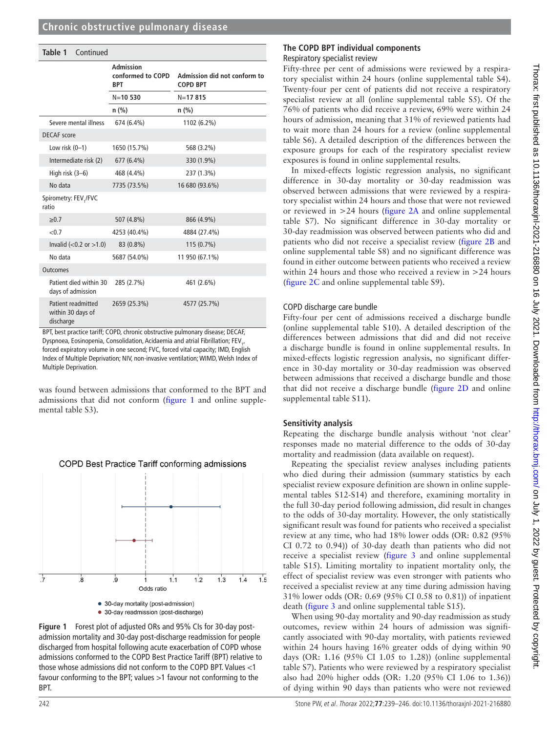**Table 1** Continued

| | Admission conformed to COPD BPT | Admission did not conform to COPD BPT |
|---|---|---|
| | N=**10 530** | N=**17 815** |
| | **n (%)** | **n (%)** |
| Severe mental illness | 674 (6.4%) | 1102 (6.2%) |
| DECAF score | | |
| Low risk (0–1) | 1650 (15.7%) | 568 (3.2%) |
| Intermediate risk (2) | 677 (6.4%) | 330 (1.9%) |
| High risk (3–6) | 468 (4.4%) | 237 (1.3%) |
| No data | 7735 (73.5%) | 16 680 (93.6%) |
| Spirometry: $FEV_1$/FVC ratio | | |
| ≥0.7 | 507 (4.8%) | 866 (4.9%) |
| <0.7 | 4253 (40.4%) | 4884 (27.4%) |
| Invalid (<0.2 or >1.0) | 83 (0.8%) | 115 (0.7%) |
| No data | 5687 (54.0%) | 11 950 (67.1%) |
| Outcomes | | |
| Patient died within 30 days of admission | 285 (2.7%) | 461 (2.6%) |
| Patient readmitted within 30 days of discharge | 2659 (25.3%) | 4577 (25.7%) |

BPT, best practice tariff; COPD, chronic obstructive pulmonary disease; DECAF, Dyspnoea, Eosinopenia, Consolidation, Acidaemia and atrial Fibrillation; $FEV_1$, forced expiratory volume in one second; FVC, forced vital capacity; IMD, English Index of Multiple Deprivation; NIV, non-invasive ventilation; WIMD, Welsh Index of Multiple Deprivation.

was found between admissions that conformed to the BPT and admissions that did not conform (figure 1 and online supplemental table S3).

**Figure 1** Forest plot of adjusted ORs and 95% CIs for 30-day post-admission mortality and 30-day post-discharge readmission for people discharged from hospital following acute exacerbation of COPD whose admissions conformed to the COPD Best Practice Tariff (BPT) relative to those whose admissions did not conform to the COPD BPT. Values <1 favour conforming to the BPT; values >1 favour not conforming to the BPT.

## The COPD BPT individual components

### Respiratory specialist review

Fifty-three per cent of admissions were reviewed by a respiratory specialist within 24 hours (online supplemental table S4). Twenty-four per cent of patients did not receive a respiratory specialist review at all (online supplemental table S5). Of the 76% of patients who did receive a review, 69% were within 24 hours of admission, meaning that 31% of reviewed patients had to wait more than 24 hours for a review (online supplemental table S6). A detailed description of the differences between the exposure groups for each of the respiratory specialist review exposures is found in online supplemental results.

In mixed-effects logistic regression analysis, no significant difference in 30-day mortality or 30-day readmission was observed between admissions that were reviewed by a respiratory specialist within 24 hours and those that were not reviewed or reviewed in >24 hours (figure 2A and online supplemental table S7). No significant difference in 30-day mortality or 30-day readmission was observed between patients who did and patients who did not receive a specialist review (figure 2B and online supplemental table S8) and no significant difference was found in either outcome between patients who received a review within 24 hours and those who received a review in >24 hours (figure 2C and online supplemental table S9).

### COPD discharge care bundle

Fifty-four per cent of admissions received a discharge bundle (online supplemental table S10). A detailed description of the differences between admissions that did and did not receive a discharge bundle is found in online supplemental results. In mixed-effects logistic regression analysis, no significant difference in 30-day mortality or 30-day readmission was observed between admissions that received a discharge bundle and those that did not receive a discharge bundle (figure 2D and online supplemental table S11).

## Sensitivity analysis

Repeating the discharge bundle analysis without 'not clear' responses made no material difference to the odds of 30-day mortality and readmission (data available on request).

Repeating the specialist review analyses including patients who died during their admission (summary statistics by each specialist review exposure definition are shown in online supplemental tables S12-S14) and therefore, examining mortality in the full 30-day period following admission, did result in changes to the odds of 30-day mortality. However, the only statistically significant result was found for patients who received a specialist review at any time, who had 18% lower odds (OR: 0.82 (95% CI 0.72 to 0.94)) of 30-day death than patients who did not receive a specialist review (figure 3 and online supplemental table S15). Limiting mortality to inpatient mortality only, the effect of specialist review was even stronger with patients who received a specialist review at any time during admission having 31% lower odds (OR: 0.69 (95% CI 0.58 to 0.81)) of inpatient death (figure 3 and online supplemental table S15).

When using 90-day mortality and 90-day readmission as study outcomes, review within 24 hours of admission was significantly associated with 90-day mortality, with patients reviewed within 24 hours having 16% greater odds of dying within 90 days (OR: 1.16 (95% CI 1.05 to 1.28)) (online supplemental table S7). Patients who were reviewed by a respiratory specialist also had 20% higher odds (OR: 1.20 (95% CI 1.06 to 1.36)) of dying within 90 days than patients who were not reviewed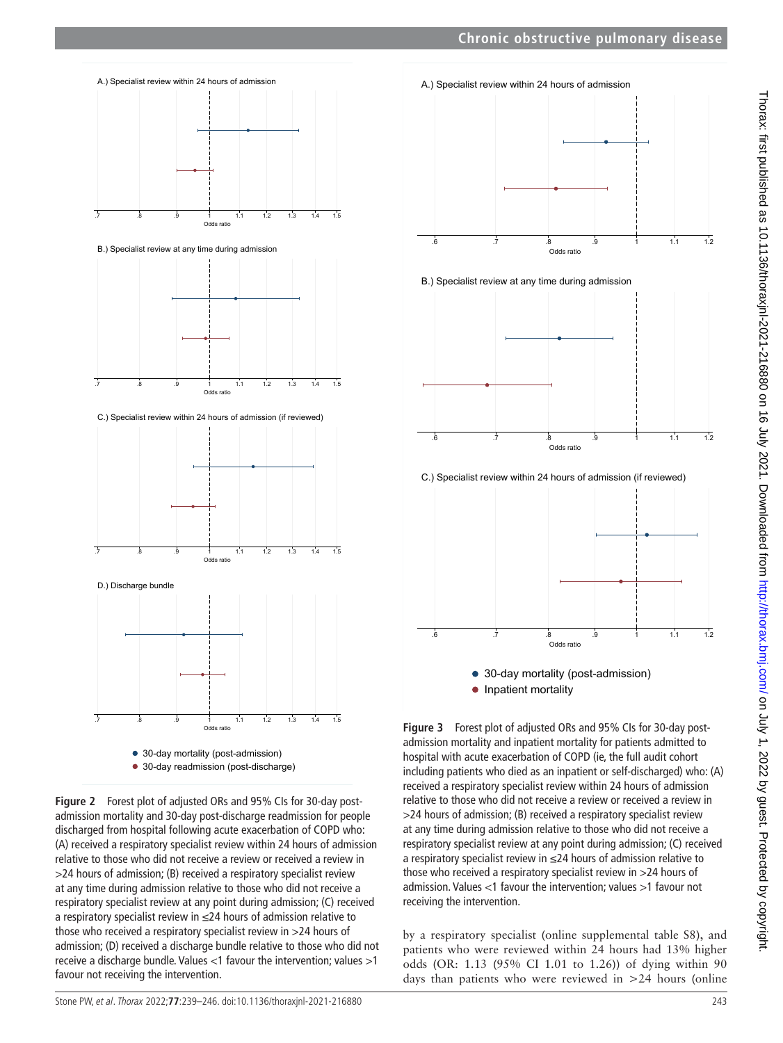A.) Specialist review within 24 hours of admission

B.) Specialist review at any time during admission

C.) Specialist review within 24 hours of admission (if reviewed)

D.) Discharge bundle

- 30-day mortality (post-admission)
- 30-day readmission (post-discharge)

**Figure 2** Forest plot of adjusted ORs and 95% CIs for 30-day post-admission mortality and 30-day post-discharge readmission for people discharged from hospital following acute exacerbation of COPD who: (A) received a respiratory specialist review within 24 hours of admission relative to those who did not receive a review or received a review in >24 hours of admission; (B) received a respiratory specialist review at any time during admission relative to those who did not receive a respiratory specialist review at any point during admission; (C) received a respiratory specialist review in ≤24 hours of admission relative to those who received a respiratory specialist review in >24 hours of admission; (D) received a discharge bundle relative to those who did not receive a discharge bundle. Values <1 favour the intervention; values >1 favour not receiving the intervention.

A.) Specialist review within 24 hours of admission

B.) Specialist review at any time during admission

C.) Specialist review within 24 hours of admission (if reviewed)

- 30-day mortality (post-admission)
- Inpatient mortality

**Figure 3** Forest plot of adjusted ORs and 95% CIs for 30-day post-admission mortality and inpatient mortality for patients admitted to hospital with acute exacerbation of COPD (ie, the full audit cohort including patients who died as an inpatient or self-discharged) who: (A) received a respiratory specialist review within 24 hours of admission relative to those who did not receive a review or received a review in >24 hours of admission; (B) received a respiratory specialist review at any time during admission relative to those who did not receive a respiratory specialist review at any point during admission; (C) received a respiratory specialist review in ≤24 hours of admission relative to those who received a respiratory specialist review in >24 hours of admission. Values <1 favour the intervention; values >1 favour not receiving the intervention.

by a respiratory specialist (online supplemental table S8), and patients who were reviewed within 24 hours had 13% higher odds (OR: 1.13 (95% CI 1.01 to 1.26)) of dying within 90 days than patients who were reviewed in >24 hours (online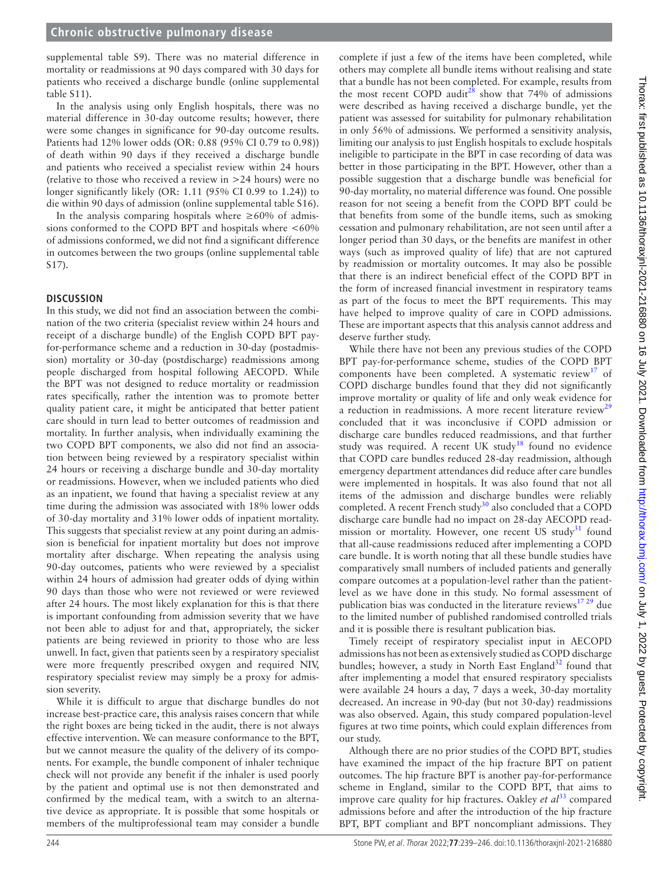supplemental table S9). There was no material difference in mortality or readmissions at 90 days compared with 30 days for patients who received a discharge bundle (online supplemental table S11).

In the analysis using only English hospitals, there was no material difference in 30-day outcome results; however, there were some changes in significance for 90-day outcome results. Patients had 12% lower odds (OR: 0.88 (95% CI 0.79 to 0.98)) of death within 90 days if they received a discharge bundle and patients who received a specialist review within 24 hours (relative to those who received a review in >24 hours) were no longer significantly likely (OR: 1.11 (95% CI 0.99 to 1.24)) to die within 90 days of admission (online supplemental table S16).

In the analysis comparing hospitals where ≥60% of admissions conformed to the COPD BPT and hospitals where <60% of admissions conformed, we did not find a significant difference in outcomes between the two groups (online supplemental table S17).

## DISCUSSION

In this study, we did not find an association between the combination of the two criteria (specialist review within 24 hours and receipt of a discharge bundle) of the English COPD BPT pay-for-performance scheme and a reduction in 30-day (postadmission) mortality or 30-day (postdischarge) readmissions among people discharged from hospital following AECOPD. While the BPT was not designed to reduce mortality or readmission rates specifically, rather the intention was to promote better quality patient care, it might be anticipated that better patient care should in turn lead to better outcomes of readmission and mortality. In further analysis, when individually examining the two COPD BPT components, we also did not find an association between being reviewed by a respiratory specialist within 24 hours or receiving a discharge bundle and 30-day mortality or readmissions. However, when we included patients who died as an inpatient, we found that having a specialist review at any time during the admission was associated with 18% lower odds of 30-day mortality and 31% lower odds of inpatient mortality. This suggests that specialist review at any point during an admission is beneficial for inpatient mortality but does not improve mortality after discharge. When repeating the analysis using 90-day outcomes, patients who were reviewed by a specialist within 24 hours of admission had greater odds of dying within 90 days than those who were not reviewed or were reviewed after 24 hours. The most likely explanation for this is that there is important confounding from admission severity that we have not been able to adjust for and that, appropriately, the sicker patients are being reviewed in priority to those who are less unwell. In fact, given that patients seen by a respiratory specialist were more frequently prescribed oxygen and required NIV, respiratory specialist review may simply be a proxy for admission severity.

While it is difficult to argue that discharge bundles do not increase best-practice care, this analysis raises concern that while the right boxes are being ticked in the audit, there is not always effective intervention. We can measure conformance to the BPT, but we cannot measure the quality of the delivery of its components. For example, the bundle component of inhaler technique check will not provide any benefit if the inhaler is used poorly by the patient and optimal use is not then demonstrated and confirmed by the medical team, with a switch to an alternative device as appropriate. It is possible that some hospitals or members of the multiprofessional team may consider a bundle complete if just a few of the items have been completed, while others may complete all bundle items without realising and state that a bundle has not been completed. For example, results from the most recent COPD audit[28] show that 74% of admissions were described as having received a discharge bundle, yet the patient was assessed for suitability for pulmonary rehabilitation in only 56% of admissions. We performed a sensitivity analysis, limiting our analysis to just English hospitals to exclude hospitals ineligible to participate in the BPT in case recording of data was better in those participating in the BPT. However, other than a possible suggestion that a discharge bundle was beneficial for 90-day mortality, no material difference was found. One possible reason for not seeing a benefit from the COPD BPT could be that benefits from some of the bundle items, such as smoking cessation and pulmonary rehabilitation, are not seen until after a longer period than 30 days, or the benefits are manifest in other ways (such as improved quality of life) that are not captured by readmission or mortality outcomes. It may also be possible that there is an indirect beneficial effect of the COPD BPT in the form of increased financial investment in respiratory teams as part of the focus to meet the BPT requirements. This may have helped to improve quality of care in COPD admissions. These are important aspects that this analysis cannot address and deserve further study.

While there have not been any previous studies of the COPD BPT pay-for-performance scheme, studies of the COPD BPT components have been completed. A systematic review[17] of COPD discharge bundles found that they did not significantly improve mortality or quality of life and only weak evidence for a reduction in readmissions. A more recent literature review[29] concluded that it was inconclusive if COPD admission or discharge care bundles reduced readmissions, and that further study was required. A recent UK study[18] found no evidence that COPD care bundles reduced 28-day readmission, although emergency department attendances did reduce after care bundles were implemented in hospitals. It was also found that not all items of the admission and discharge bundles were reliably completed. A recent French study[30] also concluded that a COPD discharge care bundle had no impact on 28-day AECOPD readmission or mortality. However, one recent US study[31] found that all-cause readmissions reduced after implementing a COPD care bundle. It is worth noting that all these bundle studies have comparatively small numbers of included patients and generally compare outcomes at a population-level rather than the patient-level as we have done in this study. No formal assessment of publication bias was conducted in the literature reviews[17,29] due to the limited number of published randomised controlled trials and it is possible there is resultant publication bias.

Timely receipt of respiratory specialist input in AECOPD admissions has not been as extensively studied as COPD discharge bundles; however, a study in North East England[32] found that after implementing a model that ensured respiratory specialists were available 24 hours a day, 7 days a week, 30-day mortality decreased. An increase in 90-day (but not 30-day) readmissions was also observed. Again, this study compared population-level figures at two time points, which could explain differences from our study.

Although there are no prior studies of the COPD BPT, studies have examined the impact of the hip fracture BPT on patient outcomes. The hip fracture BPT is another pay-for-performance scheme in England, similar to the COPD BPT, that aims to improve care quality for hip fractures. Oakley *et al*[33] compared admissions before and after the introduction of the hip fracture BPT, BPT compliant and BPT noncompliant admissions. They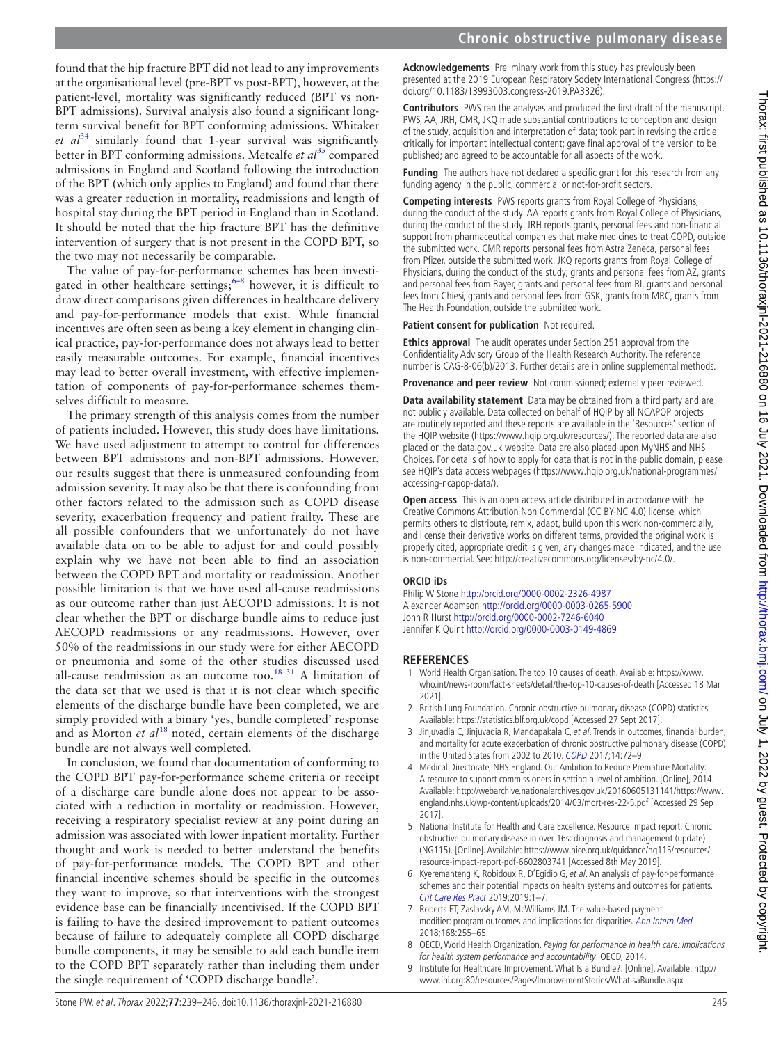found that the hip fracture BPT did not lead to any improvements at the organisational level (pre-BPT vs post-BPT), however, at the patient-level, mortality was significantly reduced (BPT vs non-BPT admissions). Survival analysis also found a significant long-term survival benefit for BPT conforming admissions. Whitaker *et al*[34] similarly found that 1-year survival was significantly better in BPT conforming admissions. Metcalfe *et al*[35] compared admissions in England and Scotland following the introduction of the BPT (which only applies to England) and found that there was a greater reduction in mortality, readmissions and length of hospital stay during the BPT period in England than in Scotland. It should be noted that the hip fracture BPT has the definitive intervention of surgery that is not present in the COPD BPT, so the two may not necessarily be comparable.

The value of pay-for-performance schemes has been investigated in other healthcare settings;[6–8] however, it is difficult to draw direct comparisons given differences in healthcare delivery and pay-for-performance models that exist. While financial incentives are often seen as being a key element in changing clinical practice, pay-for-performance does not always lead to better easily measurable outcomes. For example, financial incentives may lead to better overall investment, with effective implementation of components of pay-for-performance schemes themselves difficult to measure.

The primary strength of this analysis comes from the number of patients included. However, this study does have limitations. We have used adjustment to attempt to control for differences between BPT admissions and non-BPT admissions. However, our results suggest that there is unmeasured confounding from admission severity. It may also be that there is confounding from other factors related to the admission such as COPD disease severity, exacerbation frequency and patient frailty. These are all possible confounders that we unfortunately do not have available data on to be able to adjust for and could possibly explain why we have not been able to find an association between the COPD BPT and mortality or readmission. Another possible limitation is that we have used all-cause readmissions as our outcome rather than just AECOPD admissions. It is not clear whether the BPT or discharge bundle aims to reduce just AECOPD readmissions or any readmissions. However, over 50% of the readmissions in our study were for either AECOPD or pneumonia and some of the other studies discussed used all-cause readmission as an outcome too.[18 31] A limitation of the data set that we used is that it is not clear which specific elements of the discharge bundle have been completed, we are simply provided with a binary 'yes, bundle completed' response and as Morton *et al*[18] noted, certain elements of the discharge bundle are not always well completed.

In conclusion, we found that documentation of conforming to the COPD BPT pay-for-performance scheme criteria or receipt of a discharge care bundle alone does not appear to be associated with a reduction in mortality or readmission. However, receiving a respiratory specialist review at any point during an admission was associated with lower inpatient mortality. Further thought and work is needed to better understand the benefits of pay-for-performance models. The COPD BPT and other financial incentive schemes should be specific in the outcomes they want to improve, so that interventions with the strongest evidence base can be financially incentivised. If the COPD BPT is failing to have the desired improvement to patient outcomes because of failure to adequately complete all COPD discharge bundle components, it may be sensible to add each bundle item to the COPD BPT separately rather than including them under the single requirement of 'COPD discharge bundle'.

**Acknowledgements** Preliminary work from this study has previously been presented at the 2019 European Respiratory Society International Congress (https://doi.org/10.1183/13993003.congress-2019.PA3326).

**Contributors** PWS ran the analyses and produced the first draft of the manuscript. PWS, AA, JRH, CMR, JKQ made substantial contributions to conception and design of the study, acquisition and interpretation of data; took part in revising the article critically for important intellectual content; gave final approval of the version to be published; and agreed to be accountable for all aspects of the work.

**Funding** The authors have not declared a specific grant for this research from any funding agency in the public, commercial or not-for-profit sectors.

**Competing interests** PWS reports grants from Royal College of Physicians, during the conduct of the study. AA reports grants from Royal College of Physicians, during the conduct of the study. JRH reports grants, personal fees and non-financial support from pharmaceutical companies that make medicines to treat COPD, outside the submitted work. CMR reports personal fees from Astra Zeneca, personal fees from Pfizer, outside the submitted work. JKQ reports grants from Royal College of Physicians, during the conduct of the study; grants and personal fees from AZ, grants and personal fees from Bayer, grants and personal fees from BI, grants and personal fees from Chiesi, grants and personal fees from GSK, grants from MRC, grants from The Health Foundation, outside the submitted work.

**Patient consent for publication** Not required.

**Ethics approval** The audit operates under Section 251 approval from the Confidentiality Advisory Group of the Health Research Authority. The reference number is CAG-8-06(b)/2013. Further details are in online supplemental methods.

**Provenance and peer review** Not commissioned; externally peer reviewed.

**Data availability statement** Data may be obtained from a third party and are not publicly available. Data collected on behalf of HQIP by all NCAPOP projects are routinely reported and these reports are available in the 'Resources' section of the HQIP website (https://www.hqip.org.uk/resources/). The reported data are also placed on the data.gov.uk website. Data are also placed upon MyNHS and NHS Choices. For details of how to apply for data that is not in the public domain, please see HQIP's data access webpages (https://www.hqip.org.uk/national-programmes/accessing-ncapop-data/).

**Open access** This is an open access article distributed in accordance with the Creative Commons Attribution Non Commercial (CC BY-NC 4.0) license, which permits others to distribute, remix, adapt, build upon this work non-commercially, and license their derivative works on different terms, provided the original work is properly cited, appropriate credit is given, any changes made indicated, and the use is non-commercial. See: http://creativecommons.org/licenses/by-nc/4.0/.

### ORCID iDs

Philip W Stone http://orcid.org/0000-0002-2326-4987
Alexander Adamson http://orcid.org/0000-0003-0265-5900
John R Hurst http://orcid.org/0000-0002-7246-6040
Jennifer K Quint http://orcid.org/0000-0003-0149-4869

## REFERENCES

1. World Health Organisation. The top 10 causes of death. Available: https://www.who.int/news-room/fact-sheets/detail/the-top-10-causes-of-death [Accessed 18 Mar 2021].
2. British Lung Foundation. Chronic obstructive pulmonary disease (COPD) statistics. Available: https://statistics.blf.org.uk/copd [Accessed 27 Sept 2017].
3. Jinjuvadia C, Jinjuvadia R, Mandapakala C, *et al*. Trends in outcomes, financial burden, and mortality for acute exacerbation of chronic obstructive pulmonary disease (COPD) in the United States from 2002 to 2010. *COPD* 2017;14:72–9.
4. Medical Directorate, NHS England. Our Ambition to Reduce Premature Mortality: A resource to support commissioners in setting a level of ambition. [Online], 2014. Available: http://webarchive.nationalarchives.gov.uk/20160605131141/https://www.england.nhs.uk/wp-content/uploads/2014/03/mort-res-22-5.pdf [Accessed 29 Sep 2017].
5. National Institute for Health and Care Excellence. Resource impact report: Chronic obstructive pulmonary disease in over 16s: diagnosis and management (update) (NG115). [Online]. Available: https://www.nice.org.uk/guidance/ng115/resources/resource-impact-report-pdf-6602803741 [Accessed 8th May 2019].
6. Kyeremanteng K, Robidoux R, D'Egidio G, *et al*. An analysis of pay-for-performance schemes and their potential impacts on health systems and outcomes for patients. *Crit Care Res Pract* 2019;2019:1–7.
7. Roberts ET, Zaslavsky AM, McWilliams JM. The value-based payment modifier: program outcomes and implications for disparities. *Ann Intern Med* 2018;168:255–65.
8. OECD, World Health Organization. *Paying for performance in health care: implications for health system performance and accountability*. OECD, 2014.
9. Institute for Healthcare Improvement. What Is a Bundle?. [Online]. Available: http://www.ihi.org:80/resources/Pages/ImprovementStories/WhatIsaBundle.aspx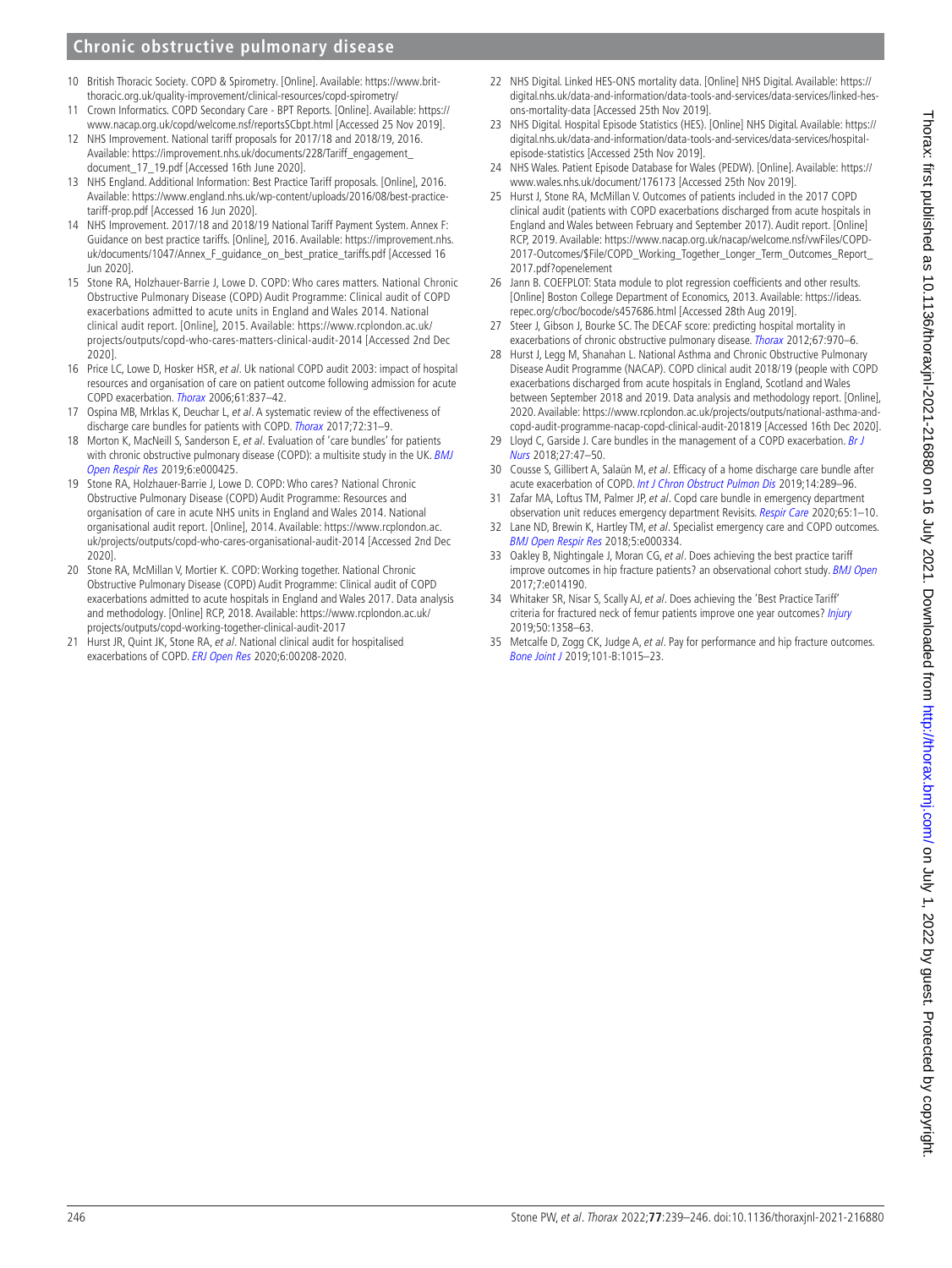10 British Thoracic Society. COPD & Spirometry. [Online]. Available: https://www.brit-thoracic.org.uk/quality-improvement/clinical-resources/copd-spirometry/
11 Crown Informatics. COPD Secondary Care - BPT Reports. [Online]. Available: https://www.nacap.org.uk/copd/welcome.nsf/reportsSCbpt.html [Accessed 25 Nov 2019].
12 NHS Improvement. National tariff proposals for 2017/18 and 2018/19, 2016. Available: https://improvement.nhs.uk/documents/228/Tariff_engagement_document_17_19.pdf [Accessed 16th June 2020].
13 NHS England. Additional Information: Best Practice Tariff proposals. [Online], 2016. Available: https://www.england.nhs.uk/wp-content/uploads/2016/08/best-practice-tariff-prop.pdf [Accessed 16 Jun 2020].
14 NHS Improvement. 2017/18 and 2018/19 National Tariff Payment System. Annex F: Guidance on best practice tariffs. [Online], 2016. Available: https://improvement.nhs.uk/documents/1047/Annex_F_guidance_on_best_pratice_tariffs.pdf [Accessed 16 Jun 2020].
15 Stone RA, Holzhauer-Barrie J, Lowe D. COPD: Who cares matters. National Chronic Obstructive Pulmonary Disease (COPD) Audit Programme: Clinical audit of COPD exacerbations admitted to acute units in England and Wales 2014. National clinical audit report. [Online], 2015. Available: https://www.rcplondon.ac.uk/projects/outputs/copd-who-cares-matters-clinical-audit-2014 [Accessed 2nd Dec 2020].
16 Price LC, Lowe D, Hosker HSR, *et al*. Uk national COPD audit 2003: impact of hospital resources and organisation of care on patient outcome following admission for acute COPD exacerbation. *Thorax* 2006;61:837–42.
17 Ospina MB, Mrklas K, Deuchar L, *et al*. A systematic review of the effectiveness of discharge care bundles for patients with COPD. *Thorax* 2017;72:31–9.
18 Morton K, MacNeill S, Sanderson E, *et al*. Evaluation of 'care bundles' for patients with chronic obstructive pulmonary disease (COPD): a multisite study in the UK. *BMJ Open Respir Res* 2019;6:e000425.
19 Stone RA, Holzhauer-Barrie J, Lowe D. COPD: Who cares? National Chronic Obstructive Pulmonary Disease (COPD) Audit Programme: Resources and organisation of care in acute NHS units in England and Wales 2014. National organisational audit report. [Online], 2014. Available: https://www.rcplondon.ac.uk/projects/outputs/copd-who-cares-organisational-audit-2014 [Accessed 2nd Dec 2020].
20 Stone RA, McMillan V, Mortier K. COPD: Working together. National Chronic Obstructive Pulmonary Disease (COPD) Audit Programme: Clinical audit of COPD exacerbations admitted to acute hospitals in England and Wales 2017. Data analysis and methodology. [Online] RCP, 2018. Available: https://www.rcplondon.ac.uk/projects/outputs/copd-working-together-clinical-audit-2017
21 Hurst JR, Quint JK, Stone RA, *et al*. National clinical audit for hospitalised exacerbations of COPD. *ERJ Open Res* 2020;6:00208-2020.
22 NHS Digital. Linked HES-ONS mortality data. [Online] NHS Digital. Available: https://digital.nhs.uk/data-and-information/data-tools-and-services/data-services/linked-hes-ons-mortality-data [Accessed 25th Nov 2019].
23 NHS Digital. Hospital Episode Statistics (HES). [Online] NHS Digital. Available: https://digital.nhs.uk/data-and-information/data-tools-and-services/data-services/hospital-episode-statistics [Accessed 25th Nov 2019].
24 NHS Wales. Patient Episode Database for Wales (PEDW). [Online]. Available: https://www.wales.nhs.uk/document/176173 [Accessed 25th Nov 2019].
25 Hurst J, Stone RA, McMillan V. Outcomes of patients included in the 2017 COPD clinical audit (patients with COPD exacerbations discharged from acute hospitals in England and Wales between February and September 2017). Audit report. [Online] RCP, 2019. Available: https://www.nacap.org.uk/nacap/welcome.nsf/vwFiles/COPD-2017-Outcomes/$File/COPD_Working_Together_Longer_Term_Outcomes_Report_2017.pdf?openelement
26 Jann B. COEFPLOT: Stata module to plot regression coefficients and other results. [Online] Boston College Department of Economics, 2013. Available: https://ideas.repec.org/c/boc/bocode/s457686.html [Accessed 28th Aug 2019].
27 Steer J, Gibson J, Bourke SC. The DECAF score: predicting hospital mortality in exacerbations of chronic obstructive pulmonary disease. *Thorax* 2012;67:970–6.
28 Hurst J, Legg M, Shanahan L. National Asthma and Chronic Obstructive Pulmonary Disease Audit Programme (NACAP). COPD clinical audit 2018/19 (people with COPD exacerbations discharged from acute hospitals in England, Scotland and Wales between September 2018 and 2019. Data analysis and methodology report. [Online], 2020. Available: https://www.rcplondon.ac.uk/projects/outputs/national-asthma-and-copd-audit-programme-nacap-copd-clinical-audit-201819 [Accessed 16th Dec 2020].
29 Lloyd C, Garside J. Care bundles in the management of a COPD exacerbation. *Br J Nurs* 2018;27:47–50.
30 Cousse S, Gillibert A, Salaün M, *et al*. Efficacy of a home discharge care bundle after acute exacerbation of COPD. *Int J Chron Obstruct Pulmon Dis* 2019;14:289–96.
31 Zafar MA, Loftus TM, Palmer JP, *et al*. Copd care bundle in emergency department observation unit reduces emergency department Revisits. *Respir Care* 2020;65:1–10.
32 Lane ND, Brewin K, Hartley TM, *et al*. Specialist emergency care and COPD outcomes. *BMJ Open Respir Res* 2018;5:e000334.
33 Oakley B, Nightingale J, Moran CG, *et al*. Does achieving the best practice tariff improve outcomes in hip fracture patients? an observational cohort study. *BMJ Open* 2017;7:e014190.
34 Whitaker SR, Nisar S, Scally AJ, *et al*. Does achieving the 'Best Practice Tariff' criteria for fractured neck of femur patients improve one year outcomes? *Injury* 2019;50:1358–63.
35 Metcalfe D, Zogg CK, Judge A, *et al*. Pay for performance and hip fracture outcomes. *Bone Joint J* 2019;101-B:1015–23.